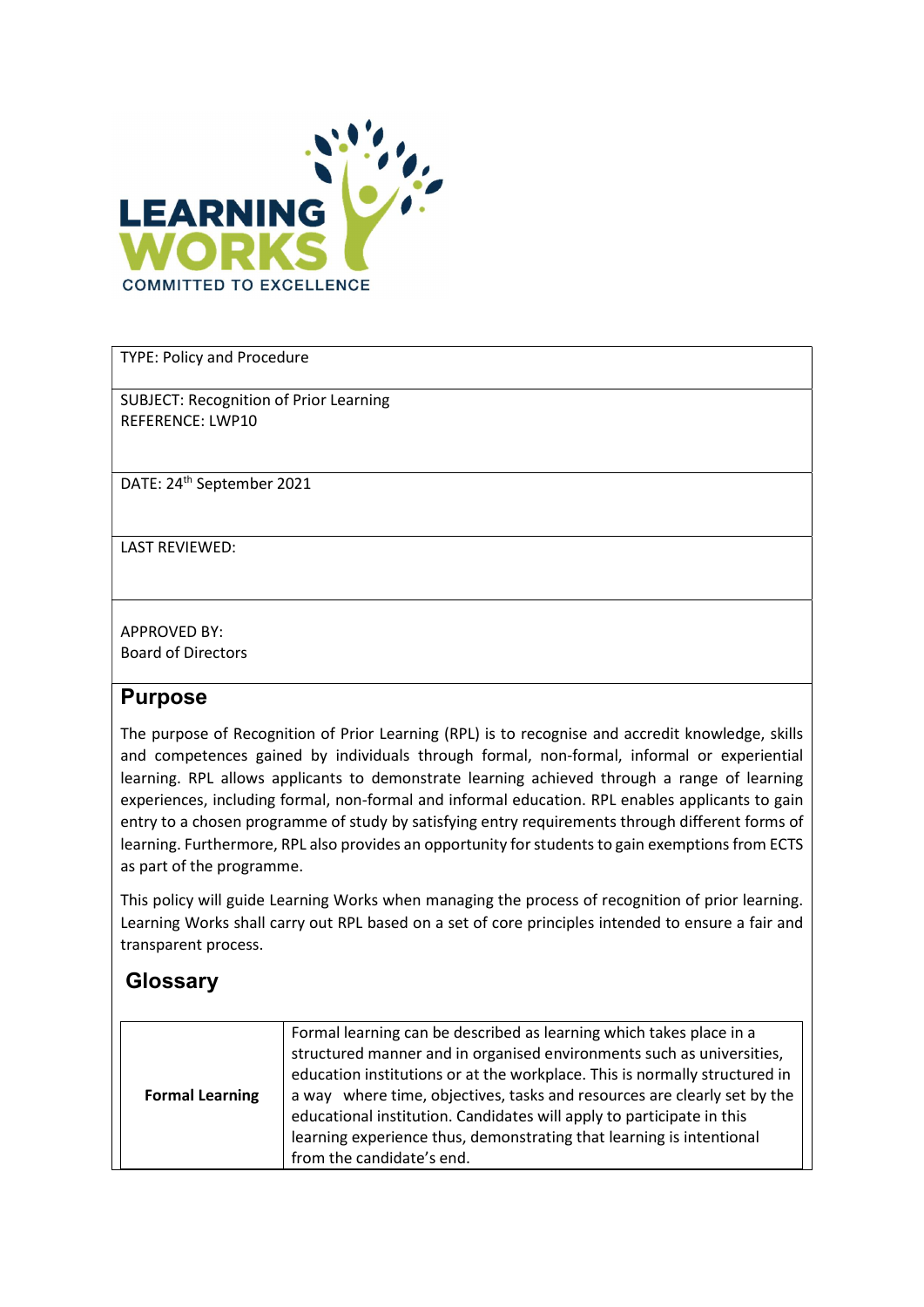| TYPE: Policy and Procedure |
| --- |
| SUBJECT: Recognition of Prior Learning<br>REFERENCE: LWP10 |
| DATE: 24th September 2021 |
| LAST REVIEWED: |
| APPROVED BY:<br>Board of Directors |

## Purpose

The purpose of Recognition of Prior Learning (RPL) is to recognise and accredit knowledge, skills and competences gained by individuals through formal, non-formal, informal or experiential learning. RPL allows applicants to demonstrate learning achieved through a range of learning experiences, including formal, non-formal and informal education. RPL enables applicants to gain entry to a chosen programme of study by satisfying entry requirements through different forms of learning. Furthermore, RPL also provides an opportunity for students to gain exemptions from ECTS as part of the programme.

This policy will guide Learning Works when managing the process of recognition of prior learning. Learning Works shall carry out RPL based on a set of core principles intended to ensure a fair and transparent process.

## Glossary

| | |
| --- | --- |
| **Formal Learning** | Formal learning can be described as learning which takes place in a structured manner and in organised environments such as universities, education institutions or at the workplace. This is normally structured in a way where time, objectives, tasks and resources are clearly set by the educational institution. Candidates will apply to participate in this learning experience thus, demonstrating that learning is intentional from the candidate's end. |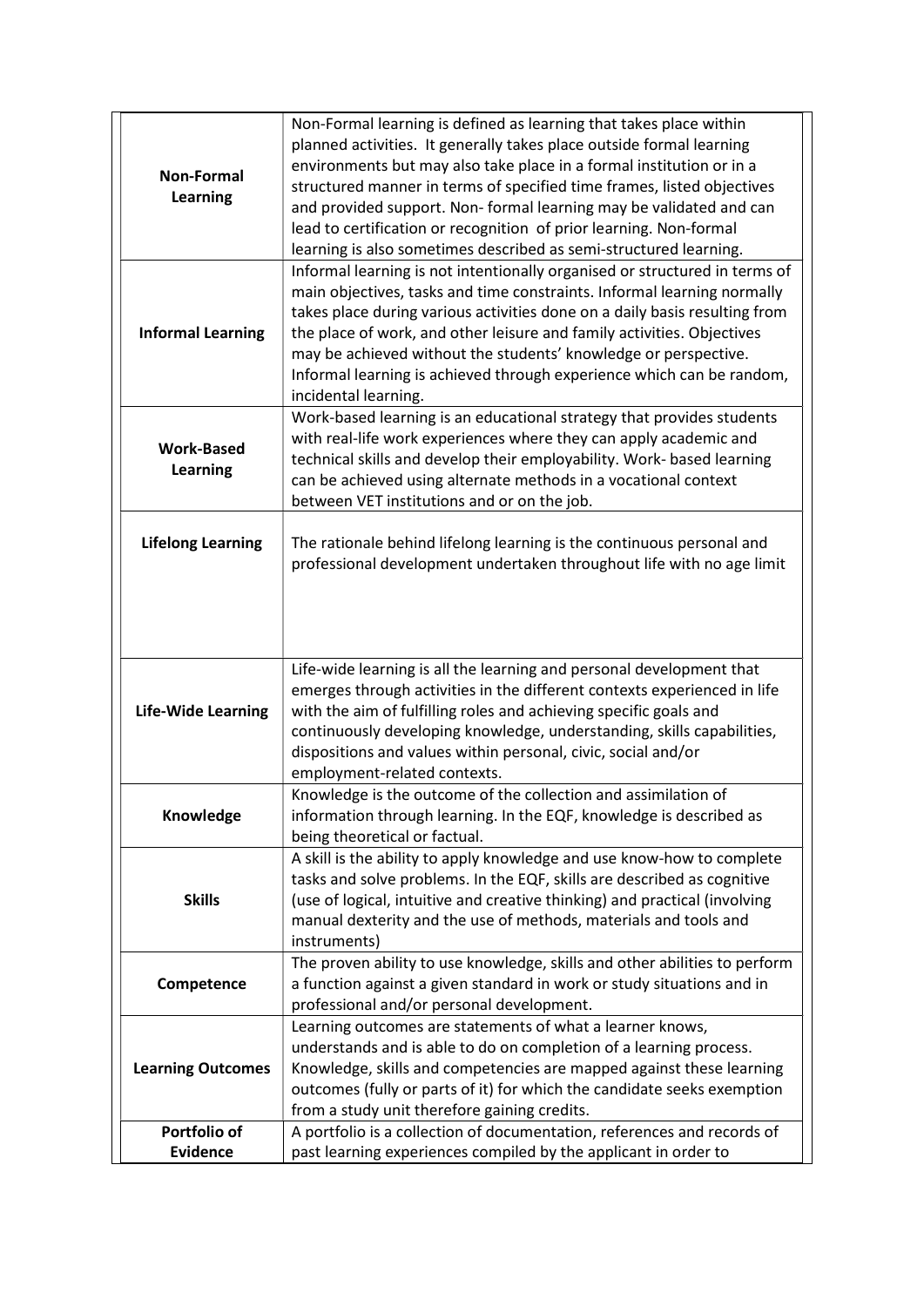| | |
|---|---|
| **Non-Formal Learning** | Non-Formal learning is defined as learning that takes place within planned activities. It generally takes place outside formal learning environments but may also take place in a formal institution or in a structured manner in terms of specified time frames, listed objectives and provided support. Non- formal learning may be validated and can lead to certification or recognition of prior learning. Non-formal learning is also sometimes described as semi-structured learning. |
| **Informal Learning** | Informal learning is not intentionally organised or structured in terms of main objectives, tasks and time constraints. Informal learning normally takes place during various activities done on a daily basis resulting from the place of work, and other leisure and family activities. Objectives may be achieved without the students' knowledge or perspective. Informal learning is achieved through experience which can be random, incidental learning. |
| **Work-Based Learning** | Work-based learning is an educational strategy that provides students with real-life work experiences where they can apply academic and technical skills and develop their employability. Work- based learning can be achieved using alternate methods in a vocational context between VET institutions and or on the job. |
| **Lifelong Learning** | The rationale behind lifelong learning is the continuous personal and professional development undertaken throughout life with no age limit |
| **Life-Wide Learning** | Life-wide learning is all the learning and personal development that emerges through activities in the different contexts experienced in life with the aim of fulfilling roles and achieving specific goals and continuously developing knowledge, understanding, skills capabilities, dispositions and values within personal, civic, social and/or employment-related contexts. |
| **Knowledge** | Knowledge is the outcome of the collection and assimilation of information through learning. In the EQF, knowledge is described as being theoretical or factual. |
| **Skills** | A skill is the ability to apply knowledge and use know-how to complete tasks and solve problems. In the EQF, skills are described as cognitive (use of logical, intuitive and creative thinking) and practical (involving manual dexterity and the use of methods, materials and tools and instruments) |
| **Competence** | The proven ability to use knowledge, skills and other abilities to perform a function against a given standard in work or study situations and in professional and/or personal development. |
| **Learning Outcomes** | Learning outcomes are statements of what a learner knows, understands and is able to do on completion of a learning process. Knowledge, skills and competencies are mapped against these learning outcomes (fully or parts of it) for which the candidate seeks exemption from a study unit therefore gaining credits. |
| **Portfolio of Evidence** | A portfolio is a collection of documentation, references and records of past learning experiences compiled by the applicant in order to |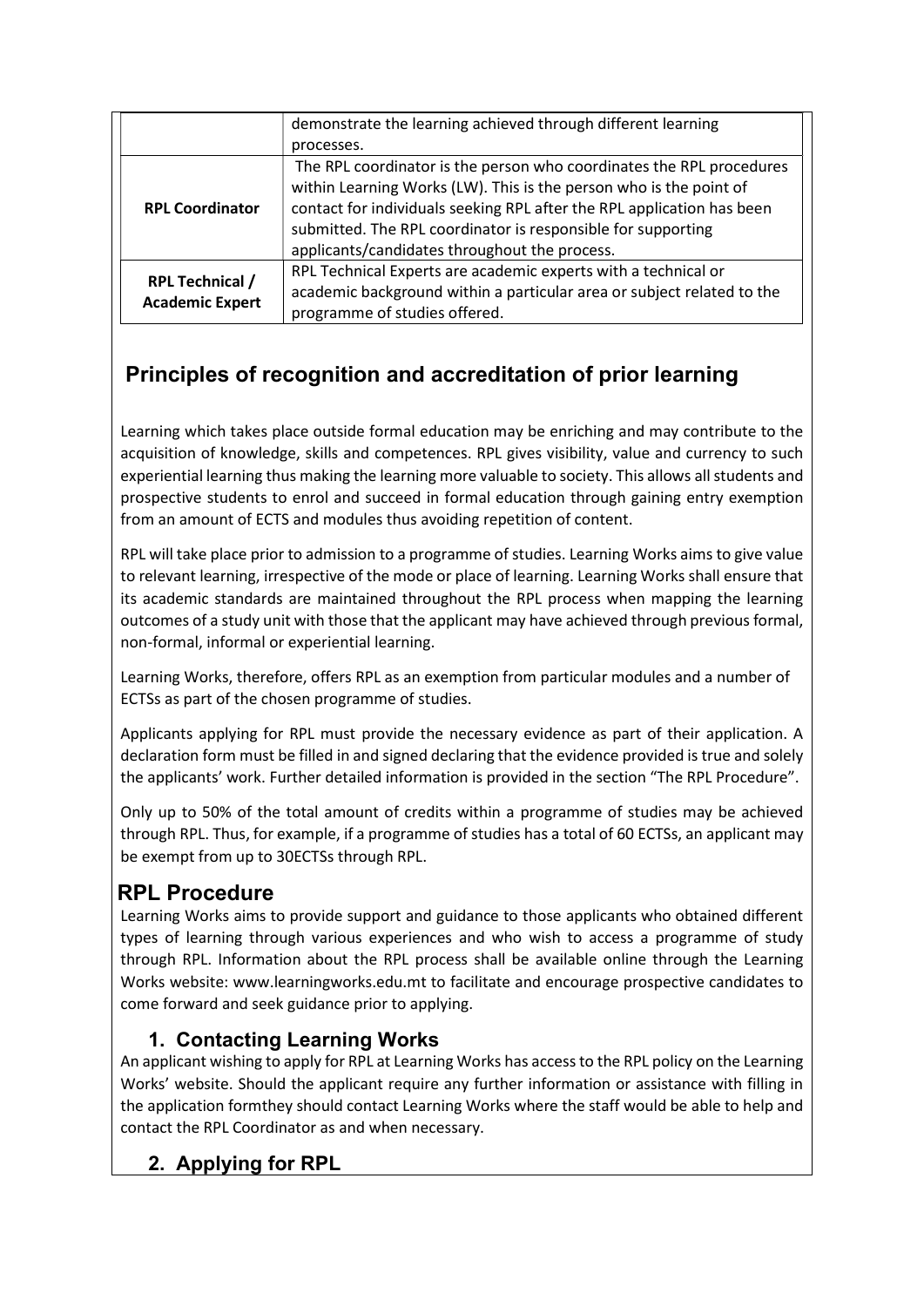| | |
|---|---|
| | demonstrate the learning achieved through different learning processes. |
| **RPL Coordinator** | The RPL coordinator is the person who coordinates the RPL procedures within Learning Works (LW). This is the person who is the point of contact for individuals seeking RPL after the RPL application has been submitted. The RPL coordinator is responsible for supporting applicants/candidates throughout the process. |
| **RPL Technical / Academic Expert** | RPL Technical Experts are academic experts with a technical or academic background within a particular area or subject related to the programme of studies offered. |

## Principles of recognition and accreditation of prior learning

Learning which takes place outside formal education may be enriching and may contribute to the acquisition of knowledge, skills and competences. RPL gives visibility, value and currency to such experiential learning thus making the learning more valuable to society. This allows all students and prospective students to enrol and succeed in formal education through gaining entry exemption from an amount of ECTS and modules thus avoiding repetition of content.

RPL will take place prior to admission to a programme of studies. Learning Works aims to give value to relevant learning, irrespective of the mode or place of learning. Learning Works shall ensure that its academic standards are maintained throughout the RPL process when mapping the learning outcomes of a study unit with those that the applicant may have achieved through previous formal, non-formal, informal or experiential learning.

Learning Works, therefore, offers RPL as an exemption from particular modules and a number of ECTSs as part of the chosen programme of studies.

Applicants applying for RPL must provide the necessary evidence as part of their application. A declaration form must be filled in and signed declaring that the evidence provided is true and solely the applicants' work. Further detailed information is provided in the section "The RPL Procedure".

Only up to 50% of the total amount of credits within a programme of studies may be achieved through RPL. Thus, for example, if a programme of studies has a total of 60 ECTSs, an applicant may be exempt from up to 30ECTSs through RPL.

## RPL Procedure

Learning Works aims to provide support and guidance to those applicants who obtained different types of learning through various experiences and who wish to access a programme of study through RPL. Information about the RPL process shall be available online through the Learning Works website: www.learningworks.edu.mt to facilitate and encourage prospective candidates to come forward and seek guidance prior to applying.

### 1. Contacting Learning Works

An applicant wishing to apply for RPL at Learning Works has access to the RPL policy on the Learning Works' website. Should the applicant require any further information or assistance with filling in the application formthey should contact Learning Works where the staff would be able to help and contact the RPL Coordinator as and when necessary.

### 2. Applying for RPL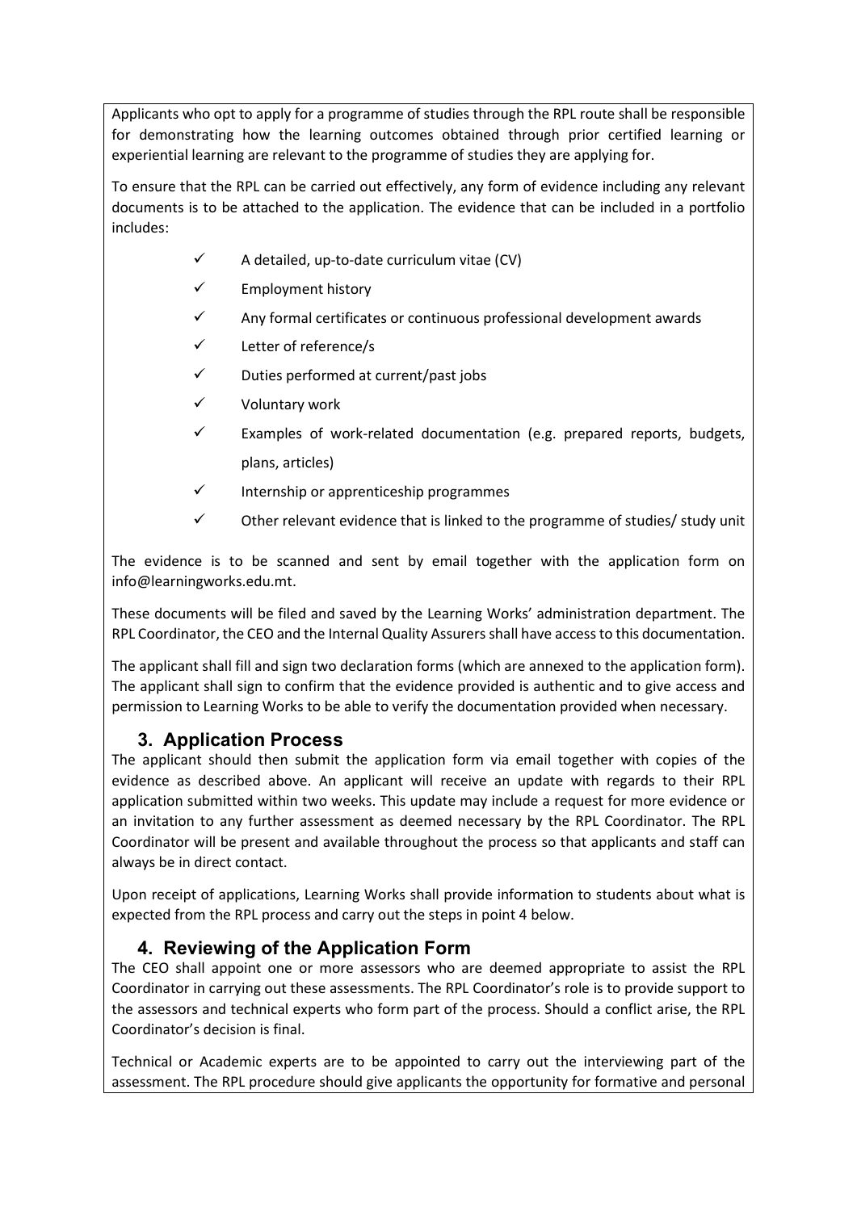Applicants who opt to apply for a programme of studies through the RPL route shall be responsible for demonstrating how the learning outcomes obtained through prior certified learning or experiential learning are relevant to the programme of studies they are applying for.

To ensure that the RPL can be carried out effectively, any form of evidence including any relevant documents is to be attached to the application. The evidence that can be included in a portfolio includes:

- ✓ A detailed, up-to-date curriculum vitae (CV)
- ✓ Employment history
- ✓ Any formal certificates or continuous professional development awards
- ✓ Letter of reference/s
- ✓ Duties performed at current/past jobs
- ✓ Voluntary work
- ✓ Examples of work-related documentation (e.g. prepared reports, budgets, plans, articles)
- ✓ Internship or apprenticeship programmes
- ✓ Other relevant evidence that is linked to the programme of studies/ study unit

The evidence is to be scanned and sent by email together with the application form on info@learningworks.edu.mt.

These documents will be filed and saved by the Learning Works' administration department. The RPL Coordinator, the CEO and the Internal Quality Assurers shall have access to this documentation.

The applicant shall fill and sign two declaration forms (which are annexed to the application form). The applicant shall sign to confirm that the evidence provided is authentic and to give access and permission to Learning Works to be able to verify the documentation provided when necessary.

## 3. Application Process

The applicant should then submit the application form via email together with copies of the evidence as described above. An applicant will receive an update with regards to their RPL application submitted within two weeks. This update may include a request for more evidence or an invitation to any further assessment as deemed necessary by the RPL Coordinator. The RPL Coordinator will be present and available throughout the process so that applicants and staff can always be in direct contact.

Upon receipt of applications, Learning Works shall provide information to students about what is expected from the RPL process and carry out the steps in point 4 below.

## 4. Reviewing of the Application Form

The CEO shall appoint one or more assessors who are deemed appropriate to assist the RPL Coordinator in carrying out these assessments. The RPL Coordinator's role is to provide support to the assessors and technical experts who form part of the process. Should a conflict arise, the RPL Coordinator's decision is final.

Technical or Academic experts are to be appointed to carry out the interviewing part of the assessment. The RPL procedure should give applicants the opportunity for formative and personal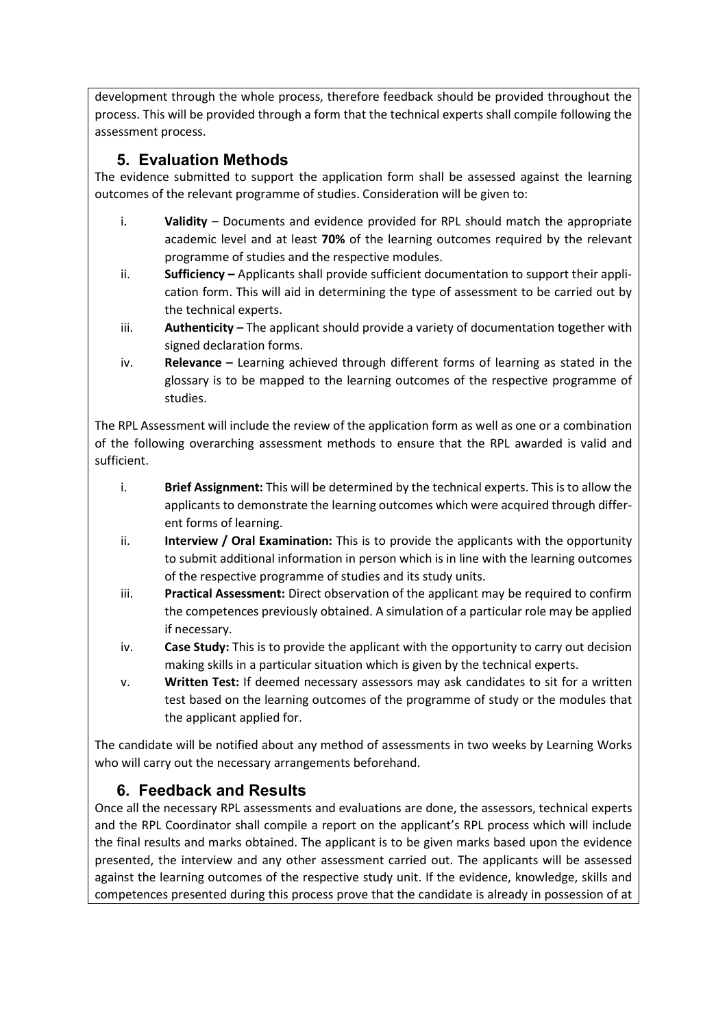development through the whole process, therefore feedback should be provided throughout the process. This will be provided through a form that the technical experts shall compile following the assessment process.

## 5. Evaluation Methods

The evidence submitted to support the application form shall be assessed against the learning outcomes of the relevant programme of studies. Consideration will be given to:

i. **Validity** – Documents and evidence provided for RPL should match the appropriate academic level and at least **70%** of the learning outcomes required by the relevant programme of studies and the respective modules.

ii. **Sufficiency –** Applicants shall provide sufficient documentation to support their application form. This will aid in determining the type of assessment to be carried out by the technical experts.

iii. **Authenticity –** The applicant should provide a variety of documentation together with signed declaration forms.

iv. **Relevance –** Learning achieved through different forms of learning as stated in the glossary is to be mapped to the learning outcomes of the respective programme of studies.

The RPL Assessment will include the review of the application form as well as one or a combination of the following overarching assessment methods to ensure that the RPL awarded is valid and sufficient.

i. **Brief Assignment:** This will be determined by the technical experts. This is to allow the applicants to demonstrate the learning outcomes which were acquired through different forms of learning.

ii. **Interview / Oral Examination:** This is to provide the applicants with the opportunity to submit additional information in person which is in line with the learning outcomes of the respective programme of studies and its study units.

iii. **Practical Assessment:** Direct observation of the applicant may be required to confirm the competences previously obtained. A simulation of a particular role may be applied if necessary.

iv. **Case Study:** This is to provide the applicant with the opportunity to carry out decision making skills in a particular situation which is given by the technical experts.

v. **Written Test:** If deemed necessary assessors may ask candidates to sit for a written test based on the learning outcomes of the programme of study or the modules that the applicant applied for.

The candidate will be notified about any method of assessments in two weeks by Learning Works who will carry out the necessary arrangements beforehand.

## 6. Feedback and Results

Once all the necessary RPL assessments and evaluations are done, the assessors, technical experts and the RPL Coordinator shall compile a report on the applicant's RPL process which will include the final results and marks obtained. The applicant is to be given marks based upon the evidence presented, the interview and any other assessment carried out. The applicants will be assessed against the learning outcomes of the respective study unit. If the evidence, knowledge, skills and competences presented during this process prove that the candidate is already in possession of at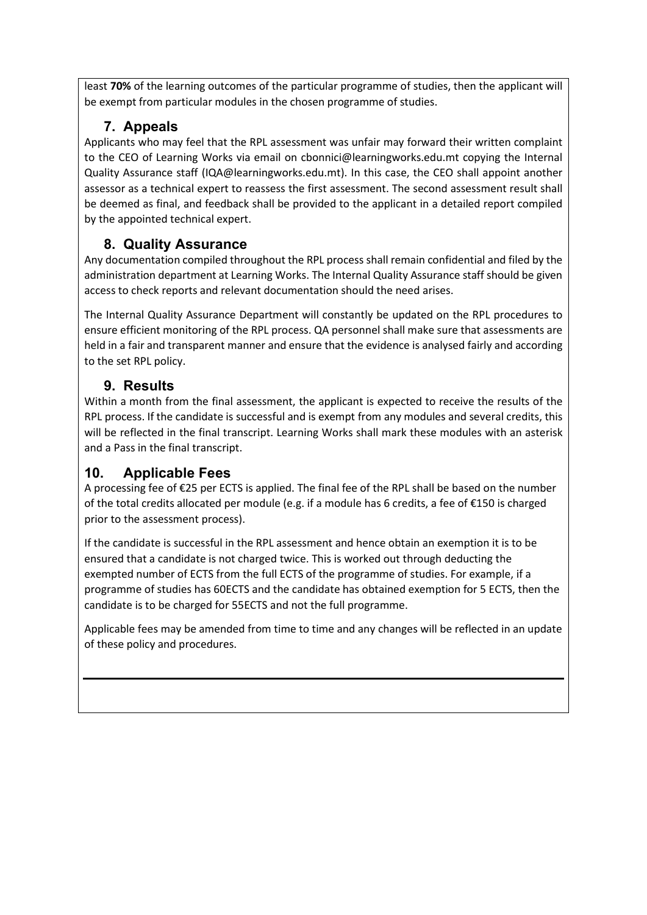least **70%** of the learning outcomes of the particular programme of studies, then the applicant will be exempt from particular modules in the chosen programme of studies.

## 7. Appeals

Applicants who may feel that the RPL assessment was unfair may forward their written complaint to the CEO of Learning Works via email on cbonnici@learningworks.edu.mt copying the Internal Quality Assurance staff (IQA@learningworks.edu.mt). In this case, the CEO shall appoint another assessor as a technical expert to reassess the first assessment. The second assessment result shall be deemed as final, and feedback shall be provided to the applicant in a detailed report compiled by the appointed technical expert.

## 8. Quality Assurance

Any documentation compiled throughout the RPL process shall remain confidential and filed by the administration department at Learning Works. The Internal Quality Assurance staff should be given access to check reports and relevant documentation should the need arises.

The Internal Quality Assurance Department will constantly be updated on the RPL procedures to ensure efficient monitoring of the RPL process. QA personnel shall make sure that assessments are held in a fair and transparent manner and ensure that the evidence is analysed fairly and according to the set RPL policy.

## 9. Results

Within a month from the final assessment, the applicant is expected to receive the results of the RPL process. If the candidate is successful and is exempt from any modules and several credits, this will be reflected in the final transcript. Learning Works shall mark these modules with an asterisk and a Pass in the final transcript.

## 10. Applicable Fees

A processing fee of €25 per ECTS is applied. The final fee of the RPL shall be based on the number of the total credits allocated per module (e.g. if a module has 6 credits, a fee of €150 is charged prior to the assessment process).

If the candidate is successful in the RPL assessment and hence obtain an exemption it is to be ensured that a candidate is not charged twice. This is worked out through deducting the exempted number of ECTS from the full ECTS of the programme of studies. For example, if a programme of studies has 60ECTS and the candidate has obtained exemption for 5 ECTS, then the candidate is to be charged for 55ECTS and not the full programme.

Applicable fees may be amended from time to time and any changes will be reflected in an update of these policy and procedures.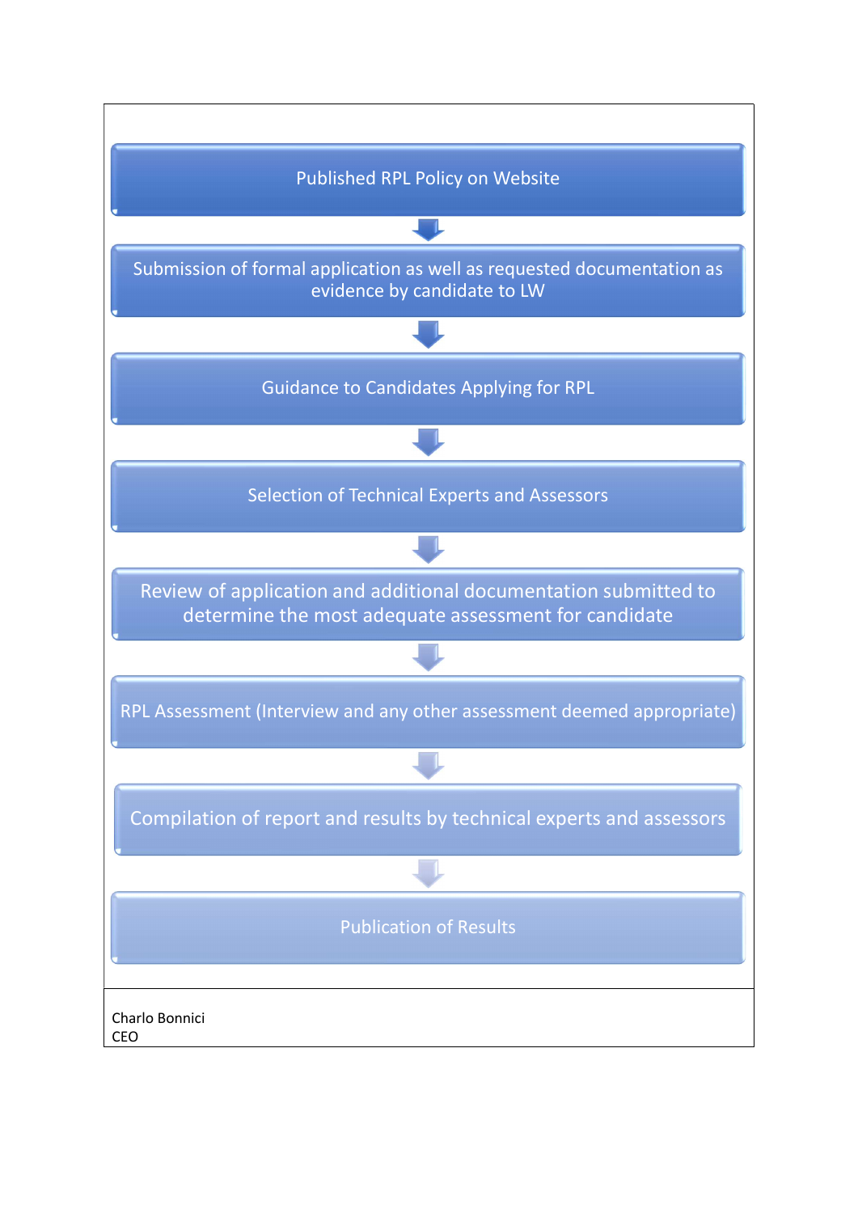Published RPL Policy on Website

Submission of formal application as well as requested documentation as evidence by candidate to LW

Guidance to Candidates Applying for RPL

Selection of Technical Experts and Assessors

Review of application and additional documentation submitted to determine the most adequate assessment for candidate

RPL Assessment (Interview and any other assessment deemed appropriate)

Compilation of report and results by technical experts and assessors

Publication of Results

Charlo Bonnici
CEO